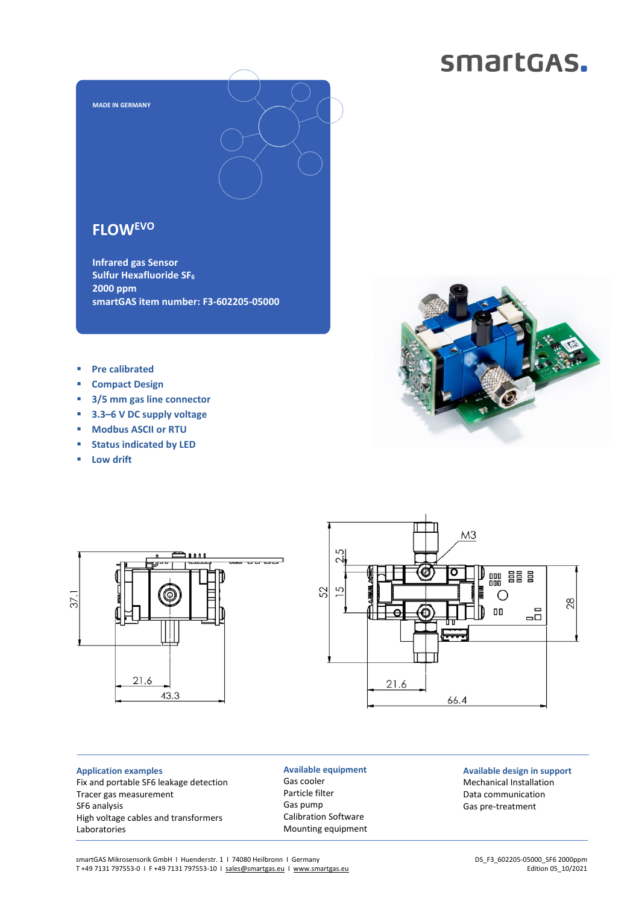smartGAS.

MADE IN GERMANY

# FLOW[EVO]

**Infrared gas Sensor**
**Sulfur Hexafluoride $SF_6$**
**2000 ppm**
**smartGAS item number: F3-602205-05000**

- Pre calibrated
- Compact Design
- 3/5 mm gas line connector
- 3.3–6 V DC supply voltage
- Modbus ASCII or RTU
- Status indicated by LED
- Low drift

**Application examples**
Fix and portable SF6 leakage detection
Tracer gas measurement
SF6 analysis
High voltage cables and transformers
Laboratories

**Available equipment**
Gas cooler
Particle filter
Gas pump
Calibration Software
Mounting equipment

**Available design in support**
Mechanical Installation
Data communication
Gas pre-treatment

smartGAS Mikrosensorik GmbH I Huenderstr. 1 I 74080 Heilbronn I Germany
T +49 7131 797553-0 I F +49 7131 797553-10 I sales@smartgas.eu I www.smartgas.eu

DS_F3_602205-05000_SF6 2000ppm
Edition 05_10/2021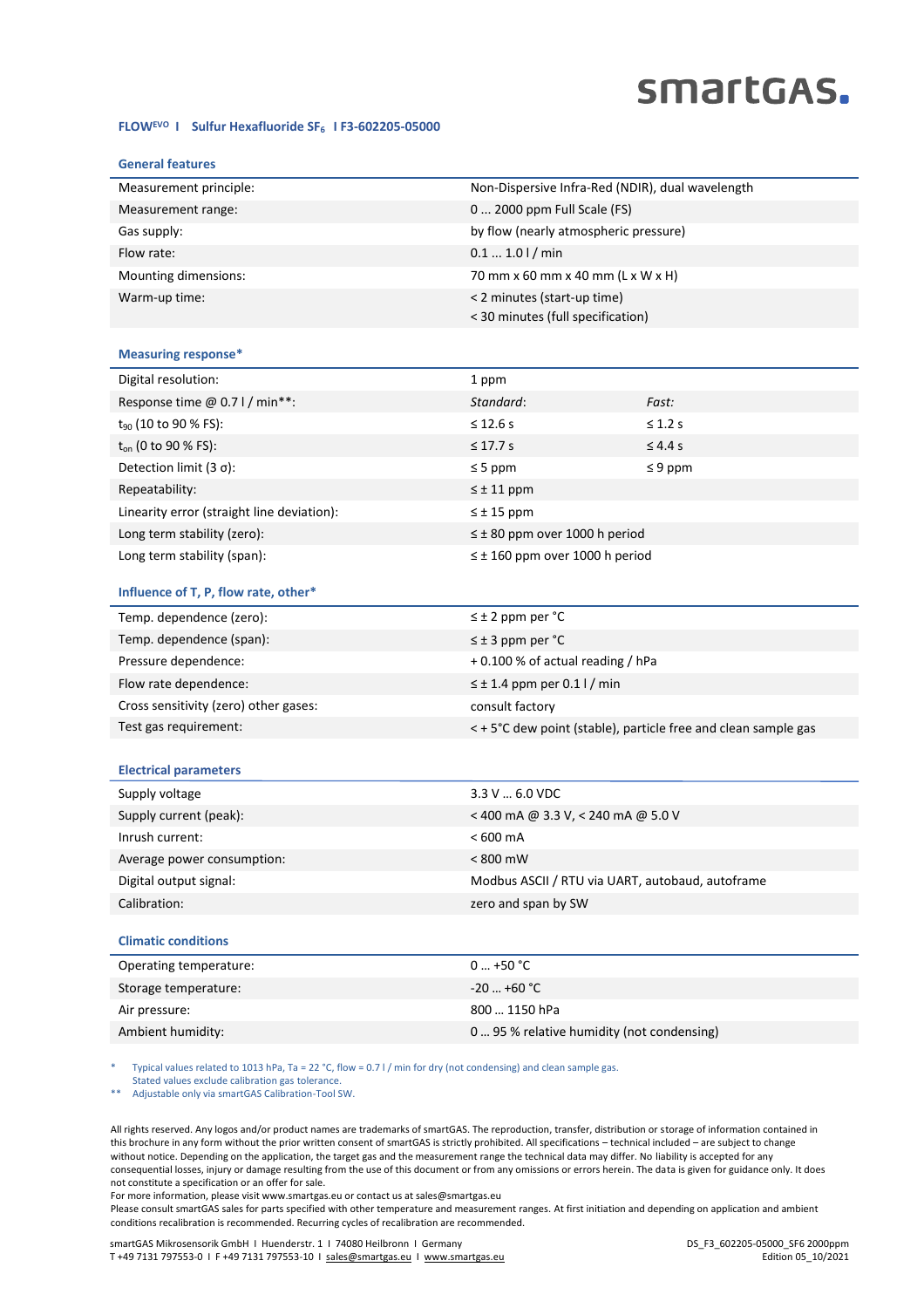# smartGAS.

**FLOW[EVO] I Sulfur Hexafluoride $SF_6$ I F3-602205-05000**

## General features

| | |
|---|---|
| Measurement principle: | Non-Dispersive Infra-Red (NDIR), dual wavelength |
| Measurement range: | 0 … 2000 ppm Full Scale (FS) |
| Gas supply: | by flow (nearly atmospheric pressure) |
| Flow rate: | 0.1 … 1.0 l / min |
| Mounting dimensions: | 70 mm x 60 mm x 40 mm (L x W x H) |
| Warm-up time: | < 2 minutes (start-up time)<br>< 30 minutes (full specification) |

## Measuring response*

| | | |
|---|---|---|
| Digital resolution: | 1 ppm | |
| Response time @ 0.7 l / min**: | *Standard:* | *Fast:* |
| $t_{90}$ (10 to 90 % FS): | ≤ 12.6 s | ≤ 1.2 s |
| $t_{on}$ (0 to 90 % FS): | ≤ 17.7 s | ≤ 4.4 s |
| Detection limit (3 σ): | ≤ 5 ppm | ≤ 9 ppm |
| Repeatability: | ≤ ± 11 ppm | |
| Linearity error (straight line deviation): | ≤ ± 15 ppm | |
| Long term stability (zero): | ≤ ± 80 ppm over 1000 h period | |
| Long term stability (span): | ≤ ± 160 ppm over 1000 h period | |

## Influence of T, P, flow rate, other*

| | |
|---|---|
| Temp. dependence (zero): | ≤ ± 2 ppm per °C |
| Temp. dependence (span): | ≤ ± 3 ppm per °C |
| Pressure dependence: | + 0.100 % of actual reading / hPa |
| Flow rate dependence: | ≤ ± 1.4 ppm per 0.1 l / min |
| Cross sensitivity (zero) other gases: | consult factory |
| Test gas requirement: | < + 5°C dew point (stable), particle free and clean sample gas |

## Electrical parameters

| | |
|---|---|
| Supply voltage | 3.3 V … 6.0 VDC |
| Supply current (peak): | < 400 mA @ 3.3 V, < 240 mA @ 5.0 V |
| Inrush current: | < 600 mA |
| Average power consumption: | < 800 mW |
| Digital output signal: | Modbus ASCII / RTU via UART, autobaud, autoframe |
| Calibration: | zero and span by SW |

## Climatic conditions

| | |
|---|---|
| Operating temperature: | 0 … +50 °C |
| Storage temperature: | -20 … +60 °C |
| Air pressure: | 800 … 1150 hPa |
| Ambient humidity: | 0 … 95 % relative humidity (not condensing) |

\* Typical values related to 1013 hPa, Ta = 22 °C, flow = 0.7 l / min for dry (not condensing) and clean sample gas. Stated values exclude calibration gas tolerance.

\** Adjustable only via smartGAS Calibration-Tool SW.

All rights reserved. Any logos and/or product names are trademarks of smartGAS. The reproduction, transfer, distribution or storage of information contained in this brochure in any form without the prior written consent of smartGAS is strictly prohibited. All specifications – technical included – are subject to change without notice. Depending on the application, the target gas and the measurement range the technical data may differ. No liability is accepted for any consequential losses, injury or damage resulting from the use of this document or from any omissions or errors herein. The data is given for guidance only. It does not constitute a specification or an offer for sale.
For more information, please visit www.smartgas.eu or contact us at sales@smartgas.eu
Please consult smartGAS sales for parts specified with other temperature and measurement ranges. At first initiation and depending on application and ambient conditions recalibration is recommended. Recurring cycles of recalibration are recommended.

smartGAS Mikrosensorik GmbH I Huenderstr. 1 I 74080 Heilbronn I Germany
T +49 7131 797553-0 I F +49 7131 797553-10 I sales@smartgas.eu I www.smartgas.eu

DS_F3_602205-05000_SF6 2000ppm
Edition 05_10/2021